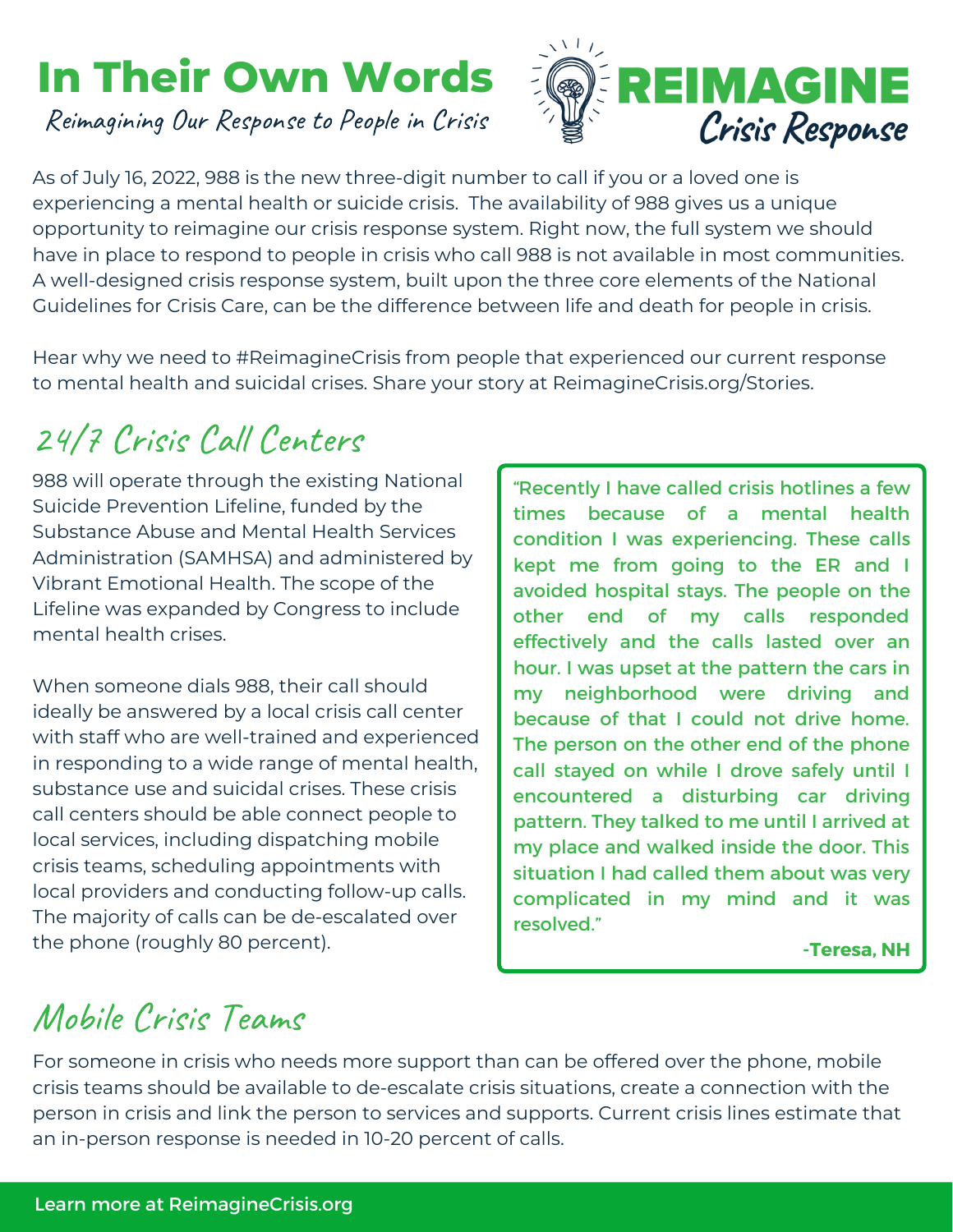# In Their Own Words

*Reimagining Our Response to People in Crisis*

**REIMAGINE** *Crisis Response*

As of July 16, 2022, 988 is the new three-digit number to call if you or a loved one is experiencing a mental health or suicide crisis. The availability of 988 gives us a unique opportunity to reimagine our crisis response system. Right now, the full system we should have in place to respond to people in crisis who call 988 is not available in most communities. A well-designed crisis response system, built upon the three core elements of the National Guidelines for Crisis Care, can be the difference between life and death for people in crisis.

Hear why we need to #ReimagineCrisis from people that experienced our current response to mental health and suicidal crises. Share your story at ReimagineCrisis.org/Stories.

## 24/7 Crisis Call Centers

988 will operate through the existing National Suicide Prevention Lifeline, funded by the Substance Abuse and Mental Health Services Administration (SAMHSA) and administered by Vibrant Emotional Health. The scope of the Lifeline was expanded by Congress to include mental health crises.

When someone dials 988, their call should ideally be answered by a local crisis call center with staff who are well-trained and experienced in responding to a wide range of mental health, substance use and suicidal crises. These crisis call centers should be able connect people to local services, including dispatching mobile crisis teams, scheduling appointments with local providers and conducting follow-up calls. The majority of calls can be de-escalated over the phone (roughly 80 percent).

> "Recently I have called crisis hotlines a few times because of a mental health condition I was experiencing. These calls kept me from going to the ER and I avoided hospital stays. The people on the other end of my calls responded effectively and the calls lasted over an hour. I was upset at the pattern the cars in my neighborhood were driving and because of that I could not drive home. The person on the other end of the phone call stayed on while I drove safely until I encountered a disturbing car driving pattern. They talked to me until I arrived at my place and walked inside the door. This situation I had called them about was very complicated in my mind and it was resolved."
>
> -**Teresa, NH**

## Mobile Crisis Teams

For someone in crisis who needs more support than can be offered over the phone, mobile crisis teams should be available to de-escalate crisis situations, create a connection with the person in crisis and link the person to services and supports. Current crisis lines estimate that an in-person response is needed in 10-20 percent of calls.

Learn more at ReimagineCrisis.org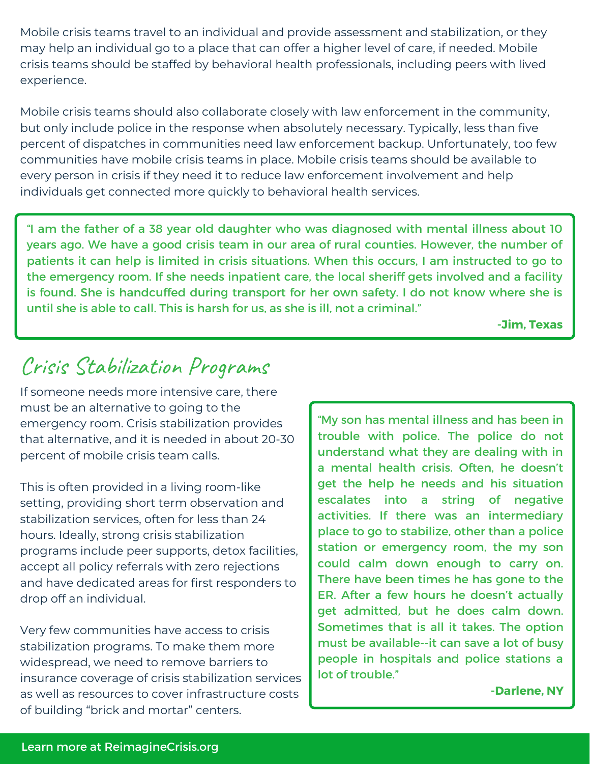Mobile crisis teams travel to an individual and provide assessment and stabilization, or they may help an individual go to a place that can offer a higher level of care, if needed. Mobile crisis teams should be staffed by behavioral health professionals, including peers with lived experience.

Mobile crisis teams should also collaborate closely with law enforcement in the community, but only include police in the response when absolutely necessary. Typically, less than five percent of dispatches in communities need law enforcement backup. Unfortunately, too few communities have mobile crisis teams in place. Mobile crisis teams should be available to every person in crisis if they need it to reduce law enforcement involvement and help individuals get connected more quickly to behavioral health services.

> "I am the father of a 38 year old daughter who was diagnosed with mental illness about 10 years ago. We have a good crisis team in our area of rural counties. However, the number of patients it can help is limited in crisis situations. When this occurs, I am instructed to go to the emergency room. If she needs inpatient care, the local sheriff gets involved and a facility is found. She is handcuffed during transport for her own safety. I do not know where she is until she is able to call. This is harsh for us, as she is ill, not a criminal."
>
> -**Jim, Texas**

## Crisis Stabilization Programs

If someone needs more intensive care, there must be an alternative to going to the emergency room. Crisis stabilization provides that alternative, and it is needed in about 20-30 percent of mobile crisis team calls.

This is often provided in a living room-like setting, providing short term observation and stabilization services, often for less than 24 hours. Ideally, strong crisis stabilization programs include peer supports, detox facilities, accept all policy referrals with zero rejections and have dedicated areas for first responders to drop off an individual.

Very few communities have access to crisis stabilization programs. To make them more widespread, we need to remove barriers to insurance coverage of crisis stabilization services as well as resources to cover infrastructure costs of building "brick and mortar" centers.

> "My son has mental illness and has been in trouble with police. The police do not understand what they are dealing with in a mental health crisis. Often, he doesn't get the help he needs and his situation escalates into a string of negative activities. If there was an intermediary place to go to stabilize, other than a police station or emergency room, the my son could calm down enough to carry on. There have been times he has gone to the ER. After a few hours he doesn't actually get admitted, but he does calm down. Sometimes that is all it takes. The option must be available--it can save a lot of busy people in hospitals and police stations a lot of trouble."
>
> -**Darlene, NY**

Learn more at ReimagineCrisis.org